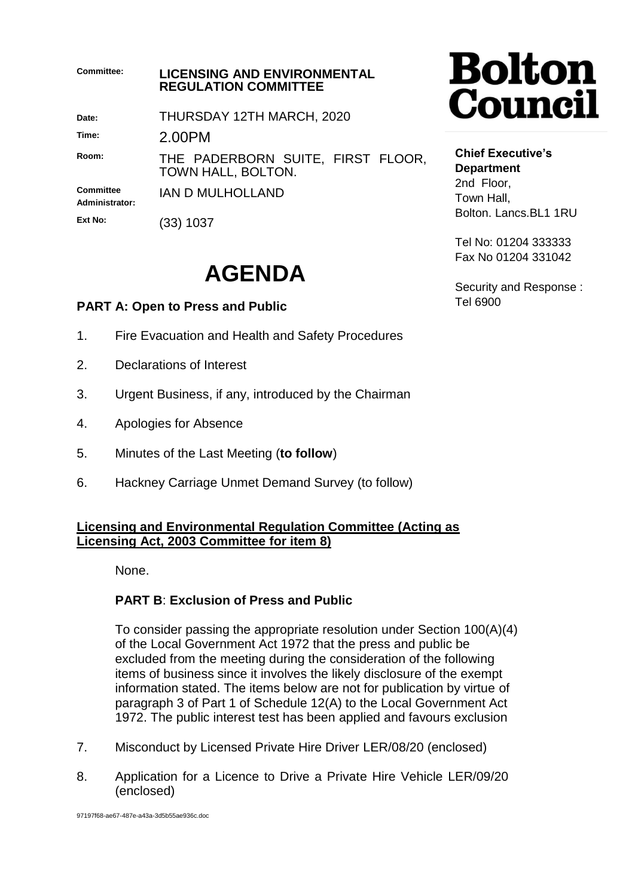**Committee:** **LICENSING AND ENVIRONMENTAL REGULATION COMMITTEE**

**Date:** THURSDAY 12TH MARCH, 2020

**Time:** 2.00PM

**Room:** THE PADERBORN SUITE, FIRST FLOOR, TOWN HALL, BOLTON.

**Committee Administrator:** IAN D MULHOLLAND

**Ext No:** (33) 1037

# Bolton Council

**Chief Executive's Department**
2nd Floor,
Town Hall,
Bolton. Lancs.BL1 1RU

Tel No: 01204 333333
Fax No 01204 331042

Security and Response : Tel 6900

# AGENDA

## PART A: Open to Press and Public

1. Fire Evacuation and Health and Safety Procedures
2. Declarations of Interest
3. Urgent Business, if any, introduced by the Chairman
4. Apologies for Absence
5. Minutes of the Last Meeting (**to follow**)
6. Hackney Carriage Unmet Demand Survey (to follow)

**Licensing and Environmental Regulation Committee (Acting as Licensing Act, 2003 Committee for item 8)**

None.

**PART B**: **Exclusion of Press and Public**

To consider passing the appropriate resolution under Section 100(A)(4) of the Local Government Act 1972 that the press and public be excluded from the meeting during the consideration of the following items of business since it involves the likely disclosure of the exempt information stated. The items below are not for publication by virtue of paragraph 3 of Part 1 of Schedule 12(A) to the Local Government Act 1972. The public interest test has been applied and favours exclusion

7. Misconduct by Licensed Private Hire Driver LER/08/20 (enclosed)
8. Application for a Licence to Drive a Private Hire Vehicle LER/09/20 (enclosed)

97197f68-ae67-487e-a43a-3d5b55ae936c.doc